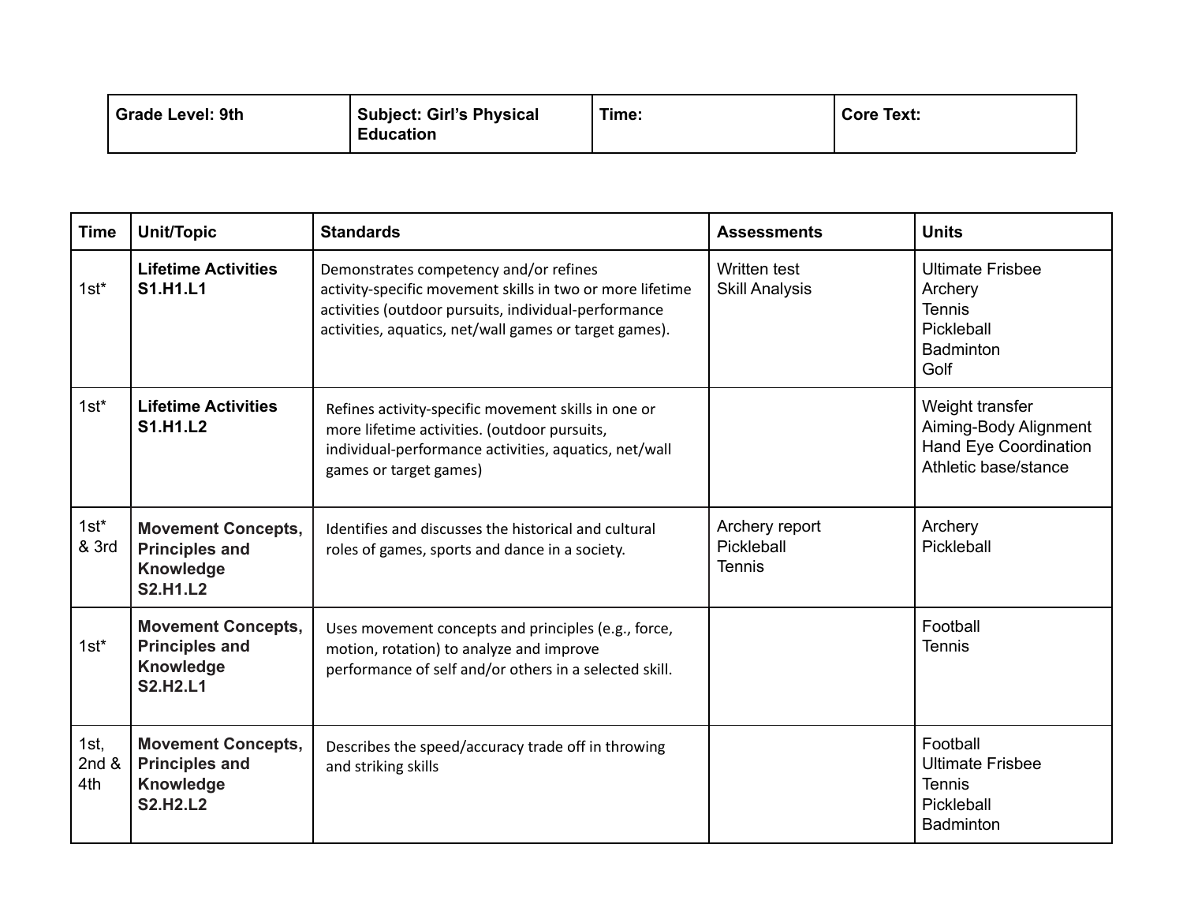| Grade Level: 9th | Subject: Girl's Physical Education | Time: | Core Text: |
|---|---|---|---|

| Time | Unit/Topic | Standards | Assessments | Units |
|---|---|---|---|---|
| 1st* | **Lifetime Activities S1.H1.L1** | Demonstrates competency and/or refines activity-specific movement skills in two or more lifetime activities (outdoor pursuits, individual-performance activities, aquatics, net/wall games or target games). | Written test<br>Skill Analysis | Ultimate Frisbee<br>Archery<br>Tennis<br>Pickleball<br>Badminton<br>Golf |
| 1st* | **Lifetime Activities S1.H1.L2** | Refines activity-specific movement skills in one or more lifetime activities. (outdoor pursuits, individual-performance activities, aquatics, net/wall games or target games) | | Weight transfer<br>Aiming-Body Alignment<br>Hand Eye Coordination<br>Athletic base/stance |
| 1st* & 3rd | **Movement Concepts, Principles and Knowledge S2.H1.L2** | Identifies and discusses the historical and cultural roles of games, sports and dance in a society. | Archery report<br>Pickleball<br>Tennis | Archery<br>Pickleball |
| 1st* | **Movement Concepts, Principles and Knowledge S2.H2.L1** | Uses movement concepts and principles (e.g., force, motion, rotation) to analyze and improve performance of self and/or others in a selected skill. | | Football<br>Tennis |
| 1st, 2nd & 4th | **Movement Concepts, Principles and Knowledge S2.H2.L2** | Describes the speed/accuracy trade off in throwing and striking skills | | Football<br>Ultimate Frisbee<br>Tennis<br>Pickleball<br>Badminton |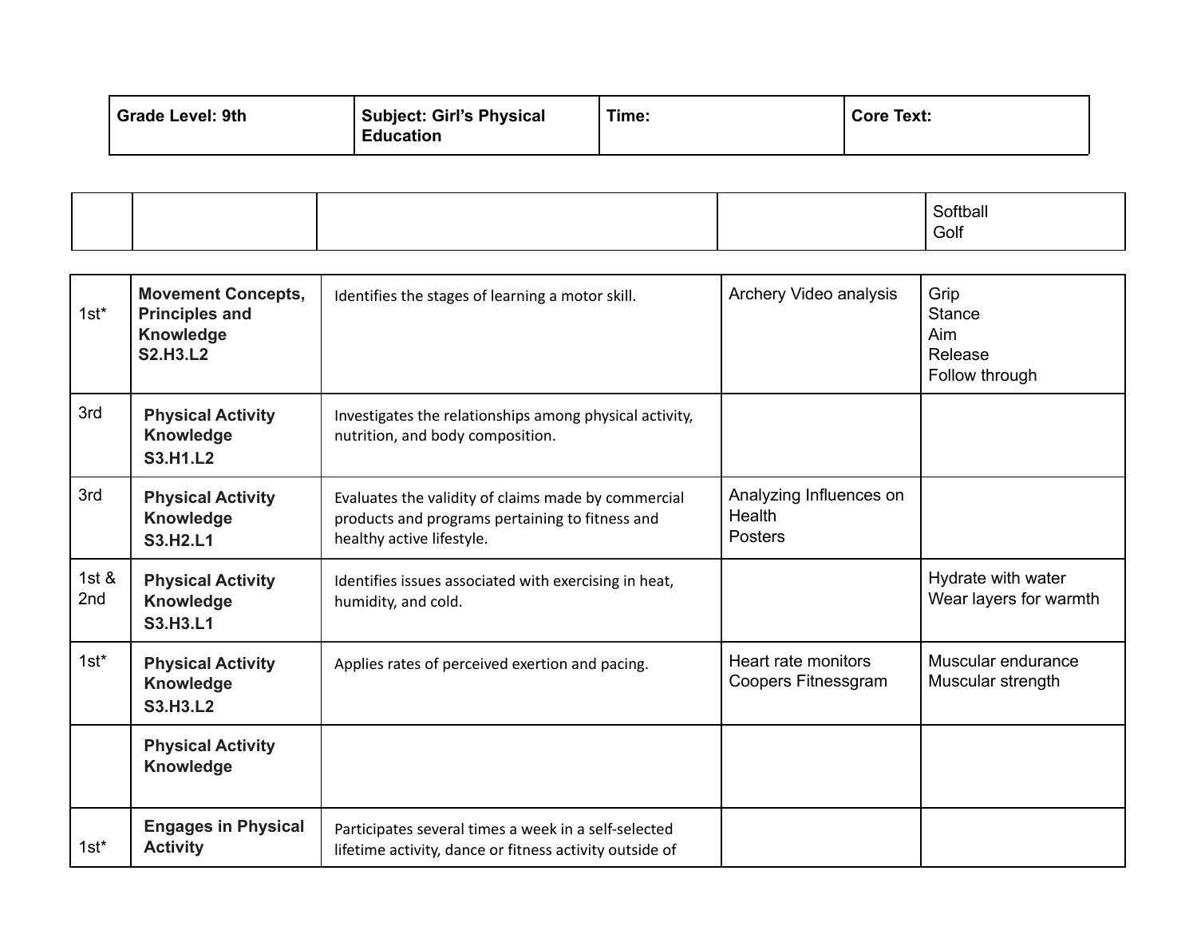| Grade Level: 9th | Subject: Girl's Physical Education | Time: | Core Text: |
|---|---|---|---|

| | | | | |
|---|---|---|---|---|
| | | | | Softball<br>Golf |
| 1st* | **Movement Concepts, Principles and Knowledge S2.H3.L2** | Identifies the stages of learning a motor skill. | Archery Video analysis | Grip<br>Stance<br>Aim<br>Release<br>Follow through |
| 3rd | **Physical Activity Knowledge S3.H1.L2** | Investigates the relationships among physical activity, nutrition, and body composition. | | |
| 3rd | **Physical Activity Knowledge S3.H2.L1** | Evaluates the validity of claims made by commercial products and programs pertaining to fitness and healthy active lifestyle. | Analyzing Influences on Health<br>Posters | |
| 1st & 2nd | **Physical Activity Knowledge S3.H3.L1** | Identifies issues associated with exercising in heat, humidity, and cold. | | Hydrate with water<br>Wear layers for warmth |
| 1st* | **Physical Activity Knowledge S3.H3.L2** | Applies rates of perceived exertion and pacing. | Heart rate monitors<br>Coopers Fitnessgram | Muscular endurance<br>Muscular strength |
| | **Physical Activity Knowledge** | | | |
| 1st* | **Engages in Physical Activity** | Participates several times a week in a self-selected lifetime activity, dance or fitness activity outside of | | |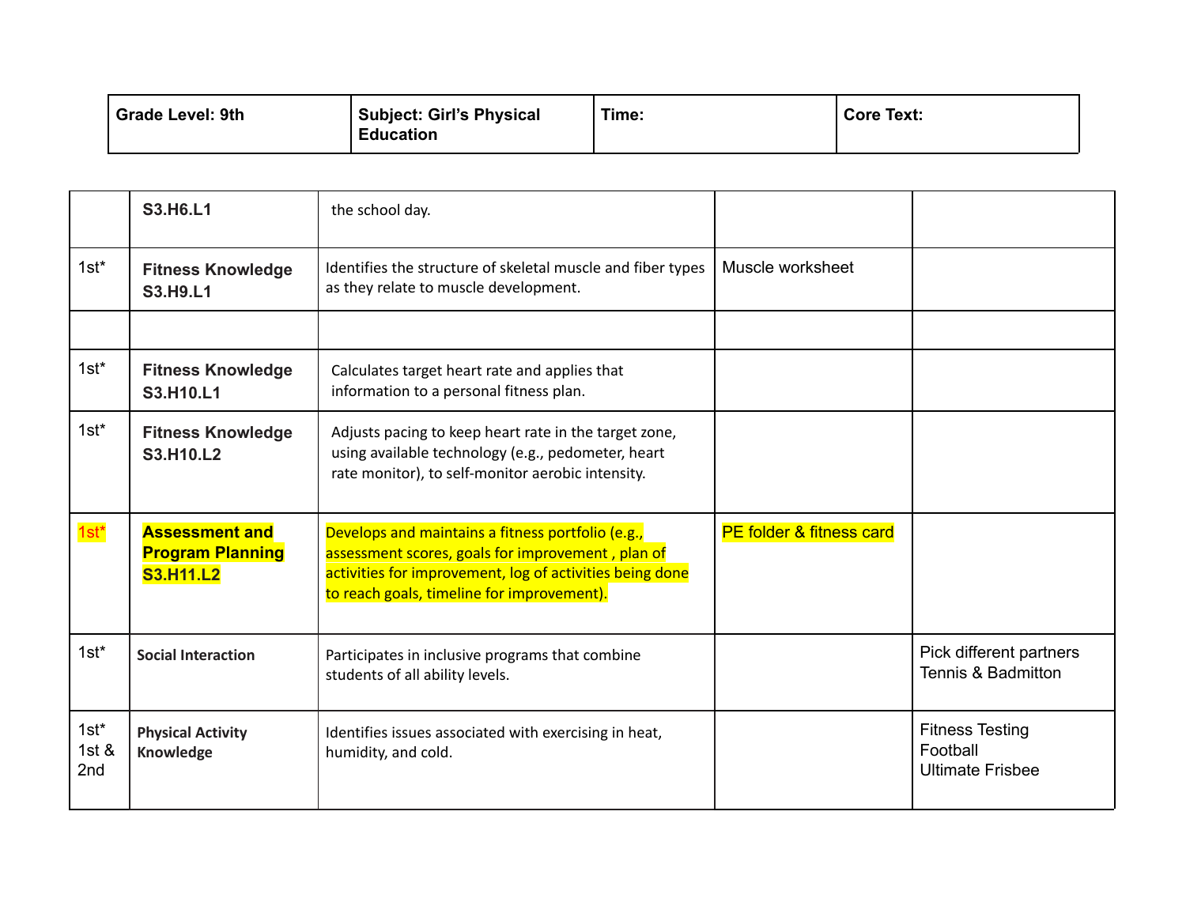| Grade Level: 9th | Subject: Girl's Physical Education | Time: | Core Text: |
|---|---|---|---|

| | | | | |
|---|---|---|---|---|
| | **S3.H6.L1** | the school day. | | |
| 1st* | **Fitness Knowledge S3.H9.L1** | Identifies the structure of skeletal muscle and fiber types as they relate to muscle development. | Muscle worksheet | |
| | | | | |
| 1st* | **Fitness Knowledge S3.H10.L1** | Calculates target heart rate and applies that information to a personal fitness plan. | | |
| 1st* | **Fitness Knowledge S3.H10.L2** | Adjusts pacing to keep heart rate in the target zone, using available technology (e.g., pedometer, heart rate monitor), to self-monitor aerobic intensity. | | |
| 1st* | **Assessment and Program Planning S3.H11.L2** | Develops and maintains a fitness portfolio (e.g., assessment scores, goals for improvement , plan of activities for improvement, log of activities being done to reach goals, timeline for improvement). | PE folder & fitness card | |
| 1st* | **Social Interaction** | Participates in inclusive programs that combine students of all ability levels. | | Pick different partners Tennis & Badmitton |
| 1st* 1st & 2nd | **Physical Activity Knowledge** | Identifies issues associated with exercising in heat, humidity, and cold. | | Fitness Testing Football Ultimate Frisbee |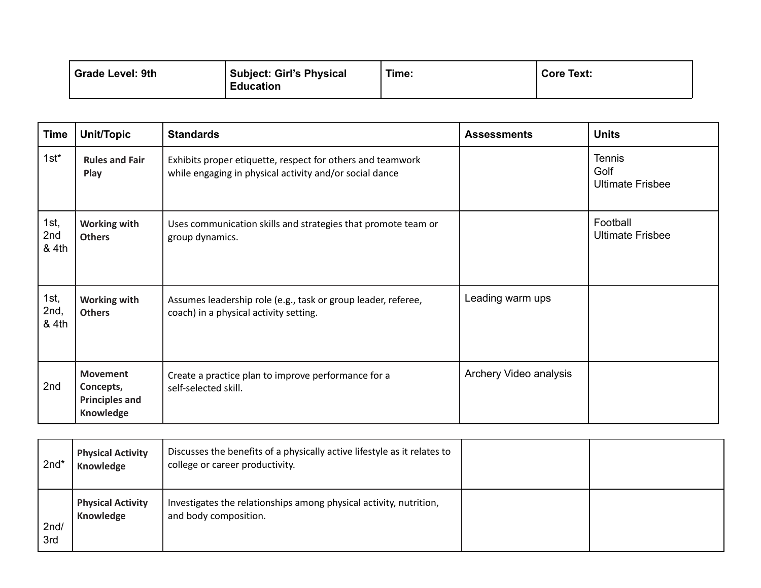| Grade Level: 9th | Subject: Girl's Physical Education | Time: | Core Text: |
|---|---|---|---|

| Time | Unit/Topic | Standards | Assessments | Units |
|---|---|---|---|---|
| 1st* | **Rules and Fair Play** | Exhibits proper etiquette, respect for others and teamwork while engaging in physical activity and/or social dance | | Tennis<br>Golf<br>Ultimate Frisbee |
| 1st, 2nd & 4th | **Working with Others** | Uses communication skills and strategies that promote team or group dynamics. | | Football<br>Ultimate Frisbee |
| 1st, 2nd, & 4th | **Working with Others** | Assumes leadership role (e.g., task or group leader, referee, coach) in a physical activity setting. | Leading warm ups | |
| 2nd | **Movement Concepts, Principles and Knowledge** | Create a practice plan to improve performance for a self-selected skill. | Archery Video analysis | |
| 2nd* | **Physical Activity Knowledge** | Discusses the benefits of a physically active lifestyle as it relates to college or career productivity. | | |
| 2nd/ 3rd | **Physical Activity Knowledge** | Investigates the relationships among physical activity, nutrition, and body composition. | | |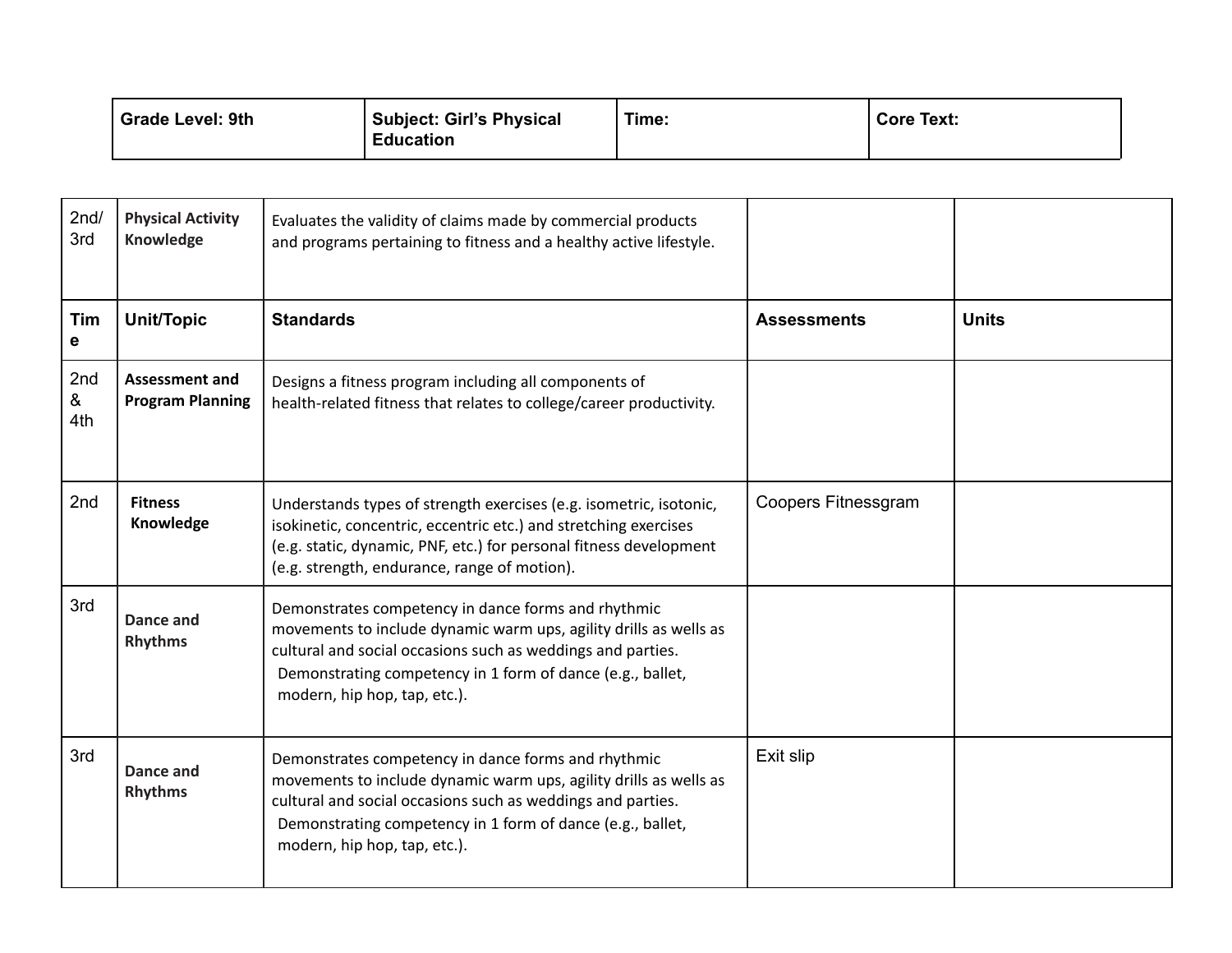| Grade Level: 9th | Subject: Girl's Physical Education | Time: | Core Text: |
|---|---|---|---|

| Time | Unit/Topic | Standards | Assessments | Units |
|---|---|---|---|---|
| 2nd/ 3rd | **Physical Activity Knowledge** | Evaluates the validity of claims made by commercial products and programs pertaining to fitness and a healthy active lifestyle. | | |
| **Time** | **Unit/Topic** | **Standards** | **Assessments** | **Units** |
| 2nd & 4th | **Assessment and Program Planning** | Designs a fitness program including all components of health-related fitness that relates to college/career productivity. | | |
| 2nd | **Fitness Knowledge** | Understands types of strength exercises (e.g. isometric, isotonic, isokinetic, concentric, eccentric etc.) and stretching exercises (e.g. static, dynamic, PNF, etc.) for personal fitness development (e.g. strength, endurance, range of motion). | Coopers Fitnessgram | |
| 3rd | **Dance and Rhythms** | Demonstrates competency in dance forms and rhythmic movements to include dynamic warm ups, agility drills as wells as cultural and social occasions such as weddings and parties. Demonstrating competency in 1 form of dance (e.g., ballet, modern, hip hop, tap, etc.). | | |
| 3rd | **Dance and Rhythms** | Demonstrates competency in dance forms and rhythmic movements to include dynamic warm ups, agility drills as wells as cultural and social occasions such as weddings and parties. Demonstrating competency in 1 form of dance (e.g., ballet, modern, hip hop, tap, etc.). | Exit slip | |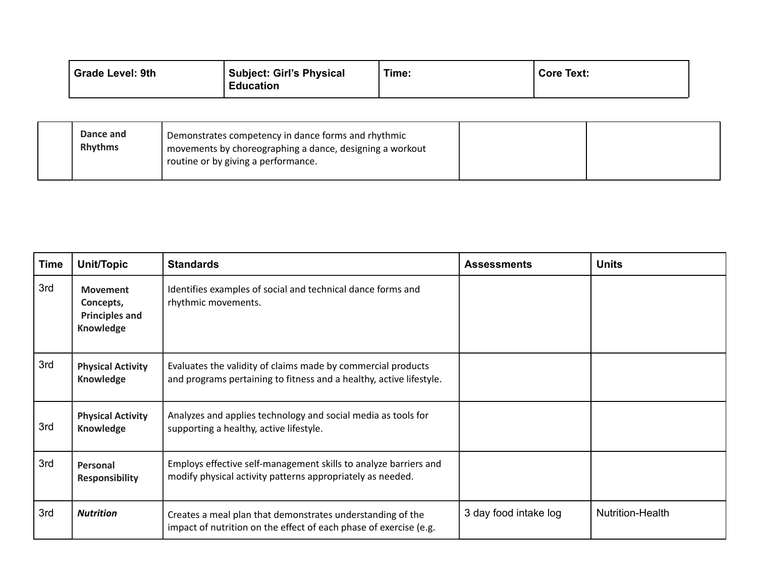| Grade Level: 9th | Subject: Girl's Physical Education | Time: | Core Text: |
|---|---|---|---|

| | | | | |
|---|---|---|---|---|
| | **Dance and Rhythms** | Demonstrates competency in dance forms and rhythmic movements by choreographing a dance, designing a workout routine or by giving a performance. | | |

| Time | Unit/Topic | Standards | Assessments | Units |
|---|---|---|---|---|
| 3rd | **Movement Concepts, Principles and Knowledge** | Identifies examples of social and technical dance forms and rhythmic movements. | | |
| 3rd | **Physical Activity Knowledge** | Evaluates the validity of claims made by commercial products and programs pertaining to fitness and a healthy, active lifestyle. | | |
| 3rd | **Physical Activity Knowledge** | Analyzes and applies technology and social media as tools for supporting a healthy, active lifestyle. | | |
| 3rd | **Personal Responsibility** | Employs effective self-management skills to analyze barriers and modify physical activity patterns appropriately as needed. | | |
| 3rd | ***Nutrition*** | Creates a meal plan that demonstrates understanding of the impact of nutrition on the effect of each phase of exercise (e.g. | 3 day food intake log | Nutrition-Health |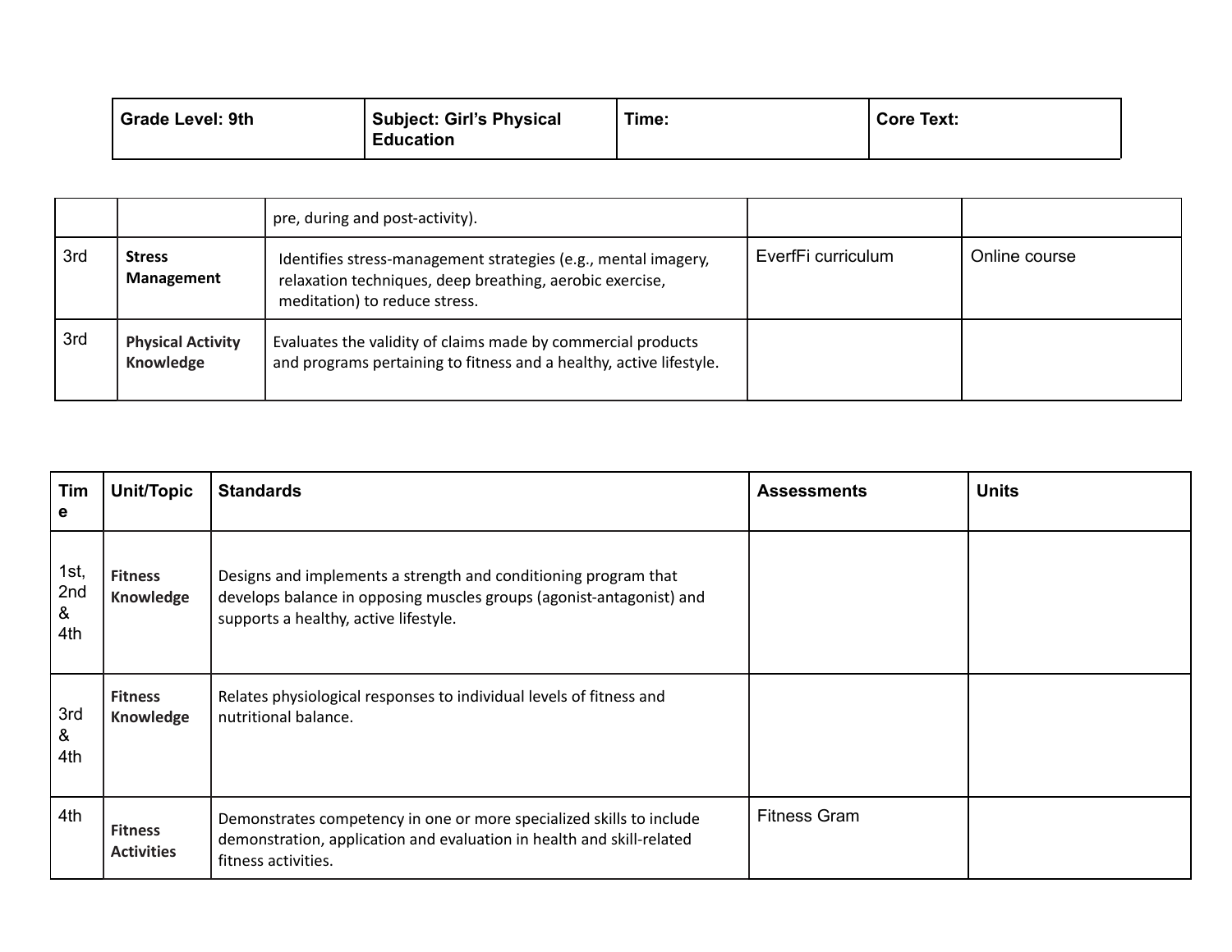| Grade Level: 9th | Subject: Girl's Physical Education | Time: | Core Text: |
|---|---|---|---|

| | | | | |
|---|---|---|---|---|
| | | pre, during and post-activity). | | |
| 3rd | **Stress Management** | Identifies stress-management strategies (e.g., mental imagery, relaxation techniques, deep breathing, aerobic exercise, meditation) to reduce stress. | EverfFi curriculum | Online course |
| 3rd | **Physical Activity Knowledge** | Evaluates the validity of claims made by commercial products and programs pertaining to fitness and a healthy, active lifestyle. | | |

| Time | Unit/Topic | Standards | Assessments | Units |
|---|---|---|---|---|
| 1st, 2nd & 4th | **Fitness Knowledge** | Designs and implements a strength and conditioning program that develops balance in opposing muscles groups (agonist-antagonist) and supports a healthy, active lifestyle. | | |
| 3rd & 4th | **Fitness Knowledge** | Relates physiological responses to individual levels of fitness and nutritional balance. | | |
| 4th | **Fitness Activities** | Demonstrates competency in one or more specialized skills to include demonstration, application and evaluation in health and skill-related fitness activities. | Fitness Gram | |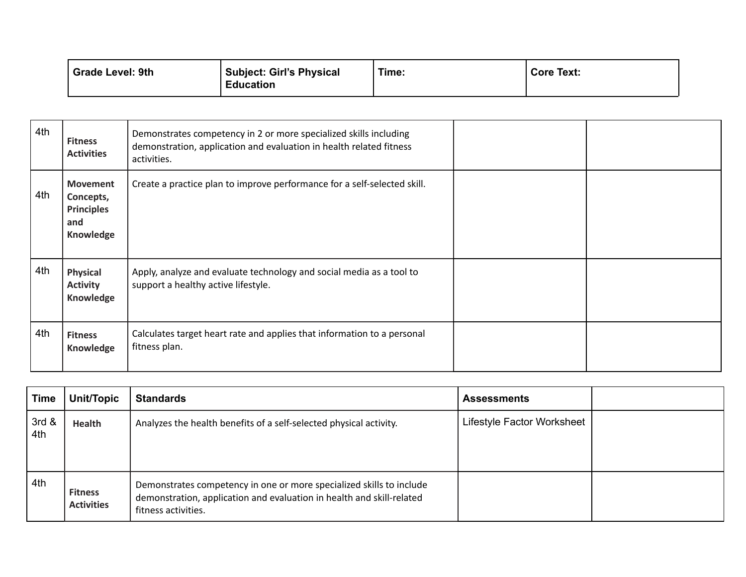| Grade Level: 9th | Subject: Girl's Physical Education | Time: | Core Text: |
|---|---|---|---|

| | | | | |
|---|---|---|---|---|
| 4th | **Fitness Activities** | Demonstrates competency in 2 or more specialized skills including demonstration, application and evaluation in health related fitness activities. | | |
| 4th | **Movement Concepts, Principles and Knowledge** | Create a practice plan to improve performance for a self-selected skill. | | |
| 4th | **Physical Activity Knowledge** | Apply, analyze and evaluate technology and social media as a tool to support a healthy active lifestyle. | | |
| 4th | **Fitness Knowledge** | Calculates target heart rate and applies that information to a personal fitness plan. | | |

| Time | Unit/Topic | Standards | Assessments | |
|---|---|---|---|---|
| 3rd & 4th | **Health** | Analyzes the health benefits of a self-selected physical activity. | Lifestyle Factor Worksheet | |
| 4th | **Fitness Activities** | Demonstrates competency in one or more specialized skills to include demonstration, application and evaluation in health and skill-related fitness activities. | | |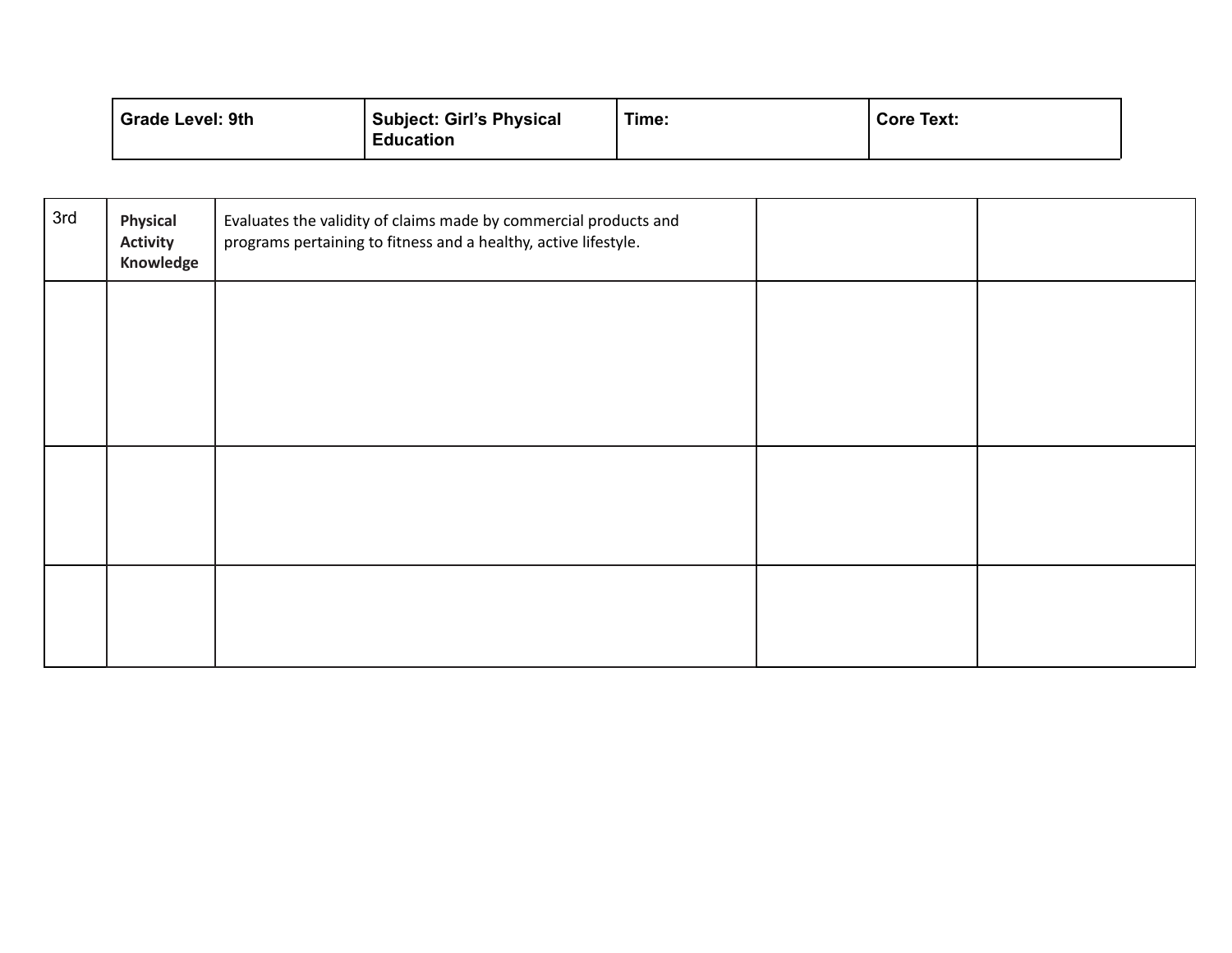| Grade Level: 9th | Subject: Girl's Physical Education | Time: | Core Text: |
|---|---|---|---|

| | | | | |
|---|---|---|---|---|
| 3rd | **Physical Activity Knowledge** | Evaluates the validity of claims made by commercial products and programs pertaining to fitness and a healthy, active lifestyle. | | |
| | | | | |
| | | | | |
| | | | | |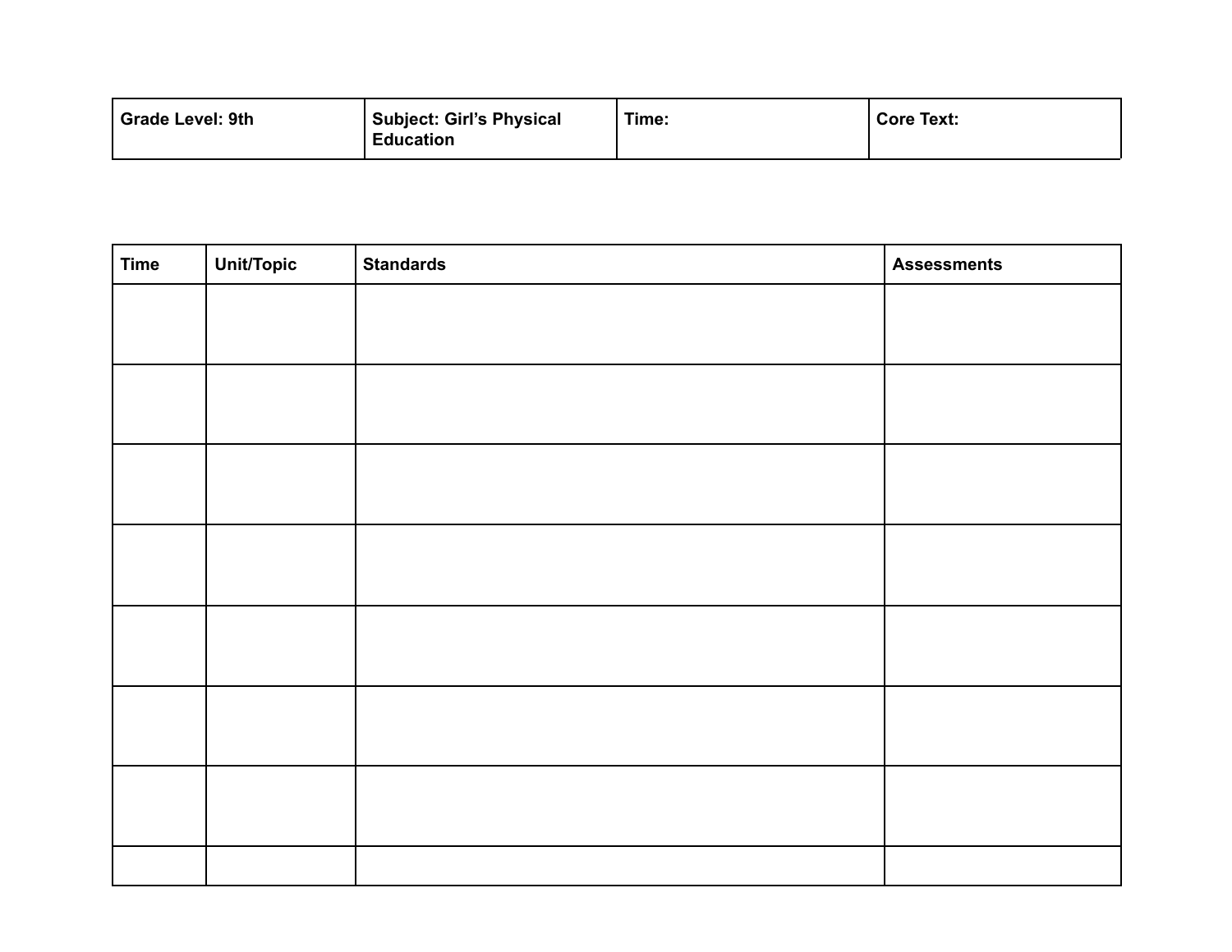| Grade Level: 9th | Subject: Girl’s Physical Education | Time: | Core Text: |
|---|---|---|---|

| Time | Unit/Topic | Standards | Assessments |
|---|---|---|---|
| | | | |
| | | | |
| | | | |
| | | | |
| | | | |
| | | | |
| | | | |
| | | | |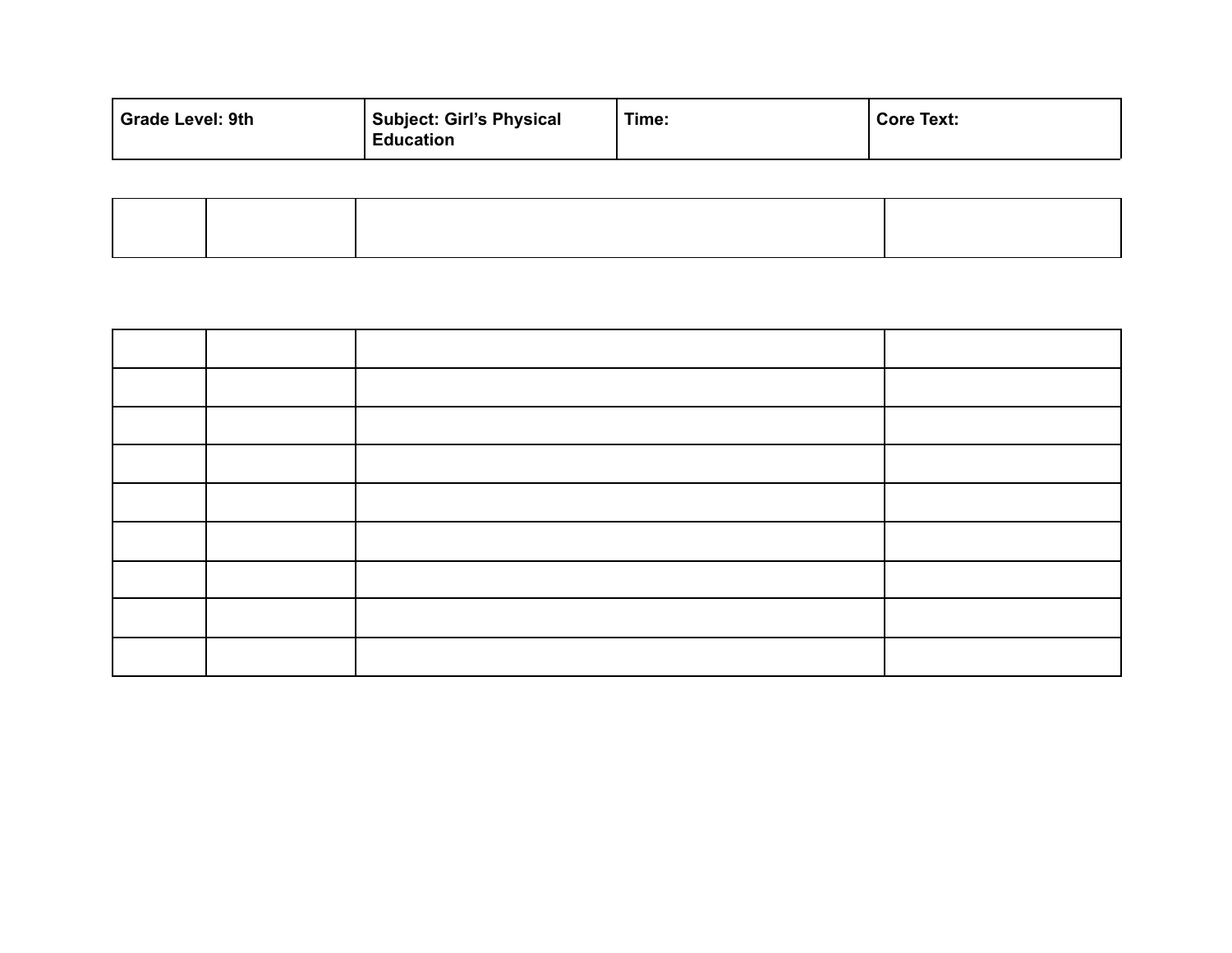| Grade Level: 9th | Subject: Girl's Physical Education | Time: | Core Text: |
|---|---|---|---|

| | | | |
|---|---|---|---|
| | | | |

| | | | |
|---|---|---|---|
| | | | |
| | | | |
| | | | |
| | | | |
| | | | |
| | | | |
| | | | |
| | | | |
| | | | |